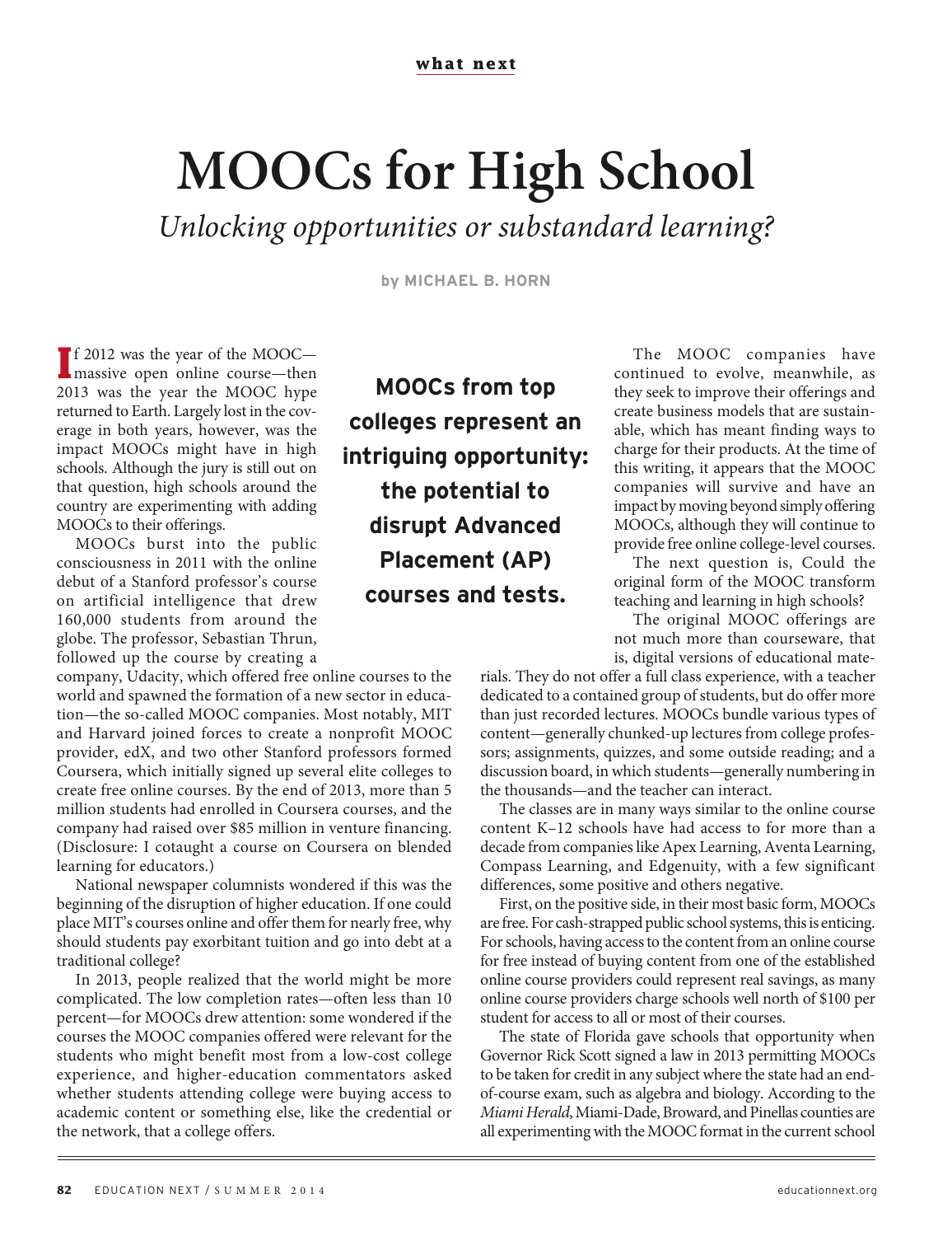what next

# MOOCs for High School

*Unlocking opportunities or substandard learning?*

by MICHAEL B. HORN

If 2012 was the year of the MOOC—massive open online course—then 2013 was the year the MOOC hype returned to Earth. Largely lost in the coverage in both years, however, was the impact MOOCs might have in high schools. Although the jury is still out on that question, high schools around the country are experimenting with adding MOOCs to their offerings.

MOOCs burst into the public consciousness in 2011 with the online debut of a Stanford professor's course on artificial intelligence that drew 160,000 students from around the globe. The professor, Sebastian Thrun, followed up the course by creating a company, Udacity, which offered free online courses to the world and spawned the formation of a new sector in education—the so-called MOOC companies. Most notably, MIT and Harvard joined forces to create a nonprofit MOOC provider, edX, and two other Stanford professors formed Coursera, which initially signed up several elite colleges to create free online courses. By the end of 2013, more than 5 million students had enrolled in Coursera courses, and the company had raised over $85 million in venture financing. (Disclosure: I cotaught a course on Coursera on blended learning for educators.)

National newspaper columnists wondered if this was the beginning of the disruption of higher education. If one could place MIT's courses online and offer them for nearly free, why should students pay exorbitant tuition and go into debt at a traditional college?

In 2013, people realized that the world might be more complicated. The low completion rates—often less than 10 percent—for MOOCs drew attention: some wondered if the courses the MOOC companies offered were relevant for the students who might benefit most from a low-cost college experience, and higher-education commentators asked whether students attending college were buying access to academic content or something else, like the credential or the network, that a college offers.

**MOOCs from top colleges represent an intriguing opportunity: the potential to disrupt Advanced Placement (AP) courses and tests.**

The MOOC companies have continued to evolve, meanwhile, as they seek to improve their offerings and create business models that are sustainable, which has meant finding ways to charge for their products. At the time of this writing, it appears that the MOOC companies will survive and have an impact by moving beyond simply offering MOOCs, although they will continue to provide free online college-level courses.

The next question is, Could the original form of the MOOC transform teaching and learning in high schools?

The original MOOC offerings are not much more than courseware, that is, digital versions of educational materials. They do not offer a full class experience, with a teacher dedicated to a contained group of students, but do offer more than just recorded lectures. MOOCs bundle various types of content—generally chunked-up lectures from college professors; assignments, quizzes, and some outside reading; and a discussion board, in which students—generally numbering in the thousands—and the teacher can interact.

The classes are in many ways similar to the online course content K–12 schools have had access to for more than a decade from companies like Apex Learning, Aventa Learning, Compass Learning, and Edgenuity, with a few significant differences, some positive and others negative.

First, on the positive side, in their most basic form, MOOCs are free. For cash-strapped public school systems, this is enticing. For schools, having access to the content from an online course for free instead of buying content from one of the established online course providers could represent real savings, as many online course providers charge schools well north of $100 per student for access to all or most of their courses.

The state of Florida gave schools that opportunity when Governor Rick Scott signed a law in 2013 permitting MOOCs to be taken for credit in any subject where the state had an end-of-course exam, such as algebra and biology. According to the *Miami Herald*, Miami-Dade, Broward, and Pinellas counties are all experimenting with the MOOC format in the current school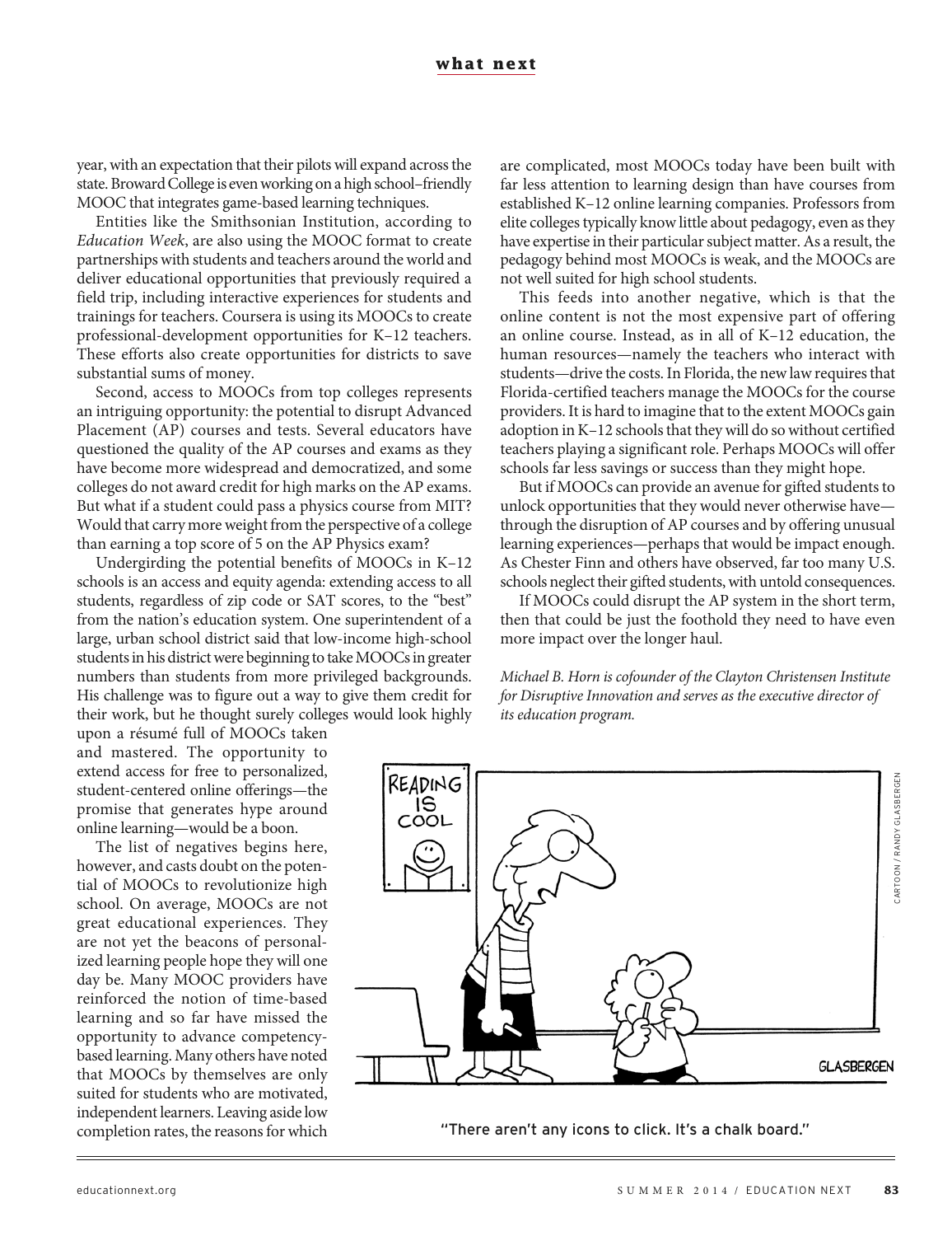year, with an expectation that their pilots will expand across the state. Broward College is even working on a high school–friendly MOOC that integrates game-based learning techniques.

Entities like the Smithsonian Institution, according to *Education Week*, are also using the MOOC format to create partnerships with students and teachers around the world and deliver educational opportunities that previously required a field trip, including interactive experiences for students and trainings for teachers. Coursera is using its MOOCs to create professional-development opportunities for K–12 teachers. These efforts also create opportunities for districts to save substantial sums of money.

Second, access to MOOCs from top colleges represents an intriguing opportunity: the potential to disrupt Advanced Placement (AP) courses and tests. Several educators have questioned the quality of the AP courses and exams as they have become more widespread and democratized, and some colleges do not award credit for high marks on the AP exams. But what if a student could pass a physics course from MIT? Would that carry more weight from the perspective of a college than earning a top score of 5 on the AP Physics exam?

Undergirding the potential benefits of MOOCs in K–12 schools is an access and equity agenda: extending access to all students, regardless of zip code or SAT scores, to the "best" from the nation's education system. One superintendent of a large, urban school district said that low-income high-school students in his district were beginning to take MOOCs in greater numbers than students from more privileged backgrounds. His challenge was to figure out a way to give them credit for their work, but he thought surely colleges would look highly upon a résumé full of MOOCs taken and mastered. The opportunity to extend access for free to personalized, student-centered online offerings—the promise that generates hype around online learning—would be a boon.

The list of negatives begins here, however, and casts doubt on the potential of MOOCs to revolutionize high school. On average, MOOCs are not great educational experiences. They are not yet the beacons of personalized learning people hope they will one day be. Many MOOC providers have reinforced the notion of time-based learning and so far have missed the opportunity to advance competency-based learning. Many others have noted that MOOCs by themselves are only suited for students who are motivated, independent learners. Leaving aside low completion rates, the reasons for which are complicated, most MOOCs today have been built with far less attention to learning design than have courses from established K–12 online learning companies. Professors from elite colleges typically know little about pedagogy, even as they have expertise in their particular subject matter. As a result, the pedagogy behind most MOOCs is weak, and the MOOCs are not well suited for high school students.

This feeds into another negative, which is that the online content is not the most expensive part of offering an online course. Instead, as in all of K–12 education, the human resources—namely the teachers who interact with students—drive the costs. In Florida, the new law requires that Florida-certified teachers manage the MOOCs for the course providers. It is hard to imagine that to the extent MOOCs gain adoption in K–12 schools that they will do so without certified teachers playing a significant role. Perhaps MOOCs will offer schools far less savings or success than they might hope.

But if MOOCs can provide an avenue for gifted students to unlock opportunities that they would never otherwise have—through the disruption of AP courses and by offering unusual learning experiences—perhaps that would be impact enough. As Chester Finn and others have observed, far too many U.S. schools neglect their gifted students, with untold consequences.

If MOOCs could disrupt the AP system in the short term, then that could be just the foothold they need to have even more impact over the longer haul.

*Michael B. Horn is cofounder of the Clayton Christensen Institute for Disruptive Innovation and serves as the executive director of its education program.*

CARTOON / RANDY GLASBERGEN

"There aren't any icons to click. It's a chalk board."